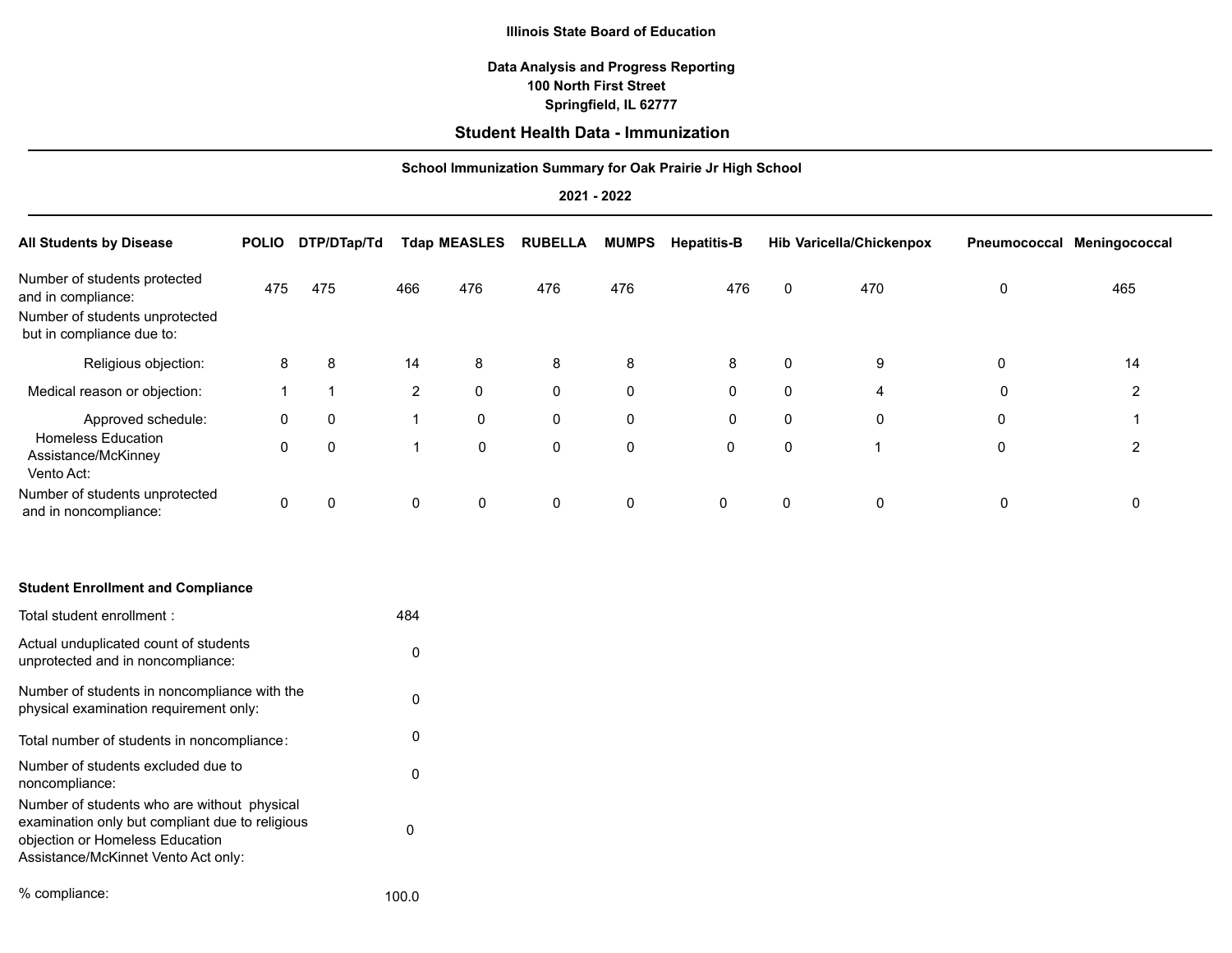**Illinois State Board of Education**

**Data Analysis and Progress Reporting**
**100 North First Street**
**Springfield, IL 62777**

## Student Health Data - Immunization

**School Immunization Summary for Oak Prairie Jr High School**

**2021 - 2022**

| All Students by Disease | POLIO | DTP/DTap/Td | Tdap | MEASLES | RUBELLA | MUMPS | Hepatitis-B | Hib | Varicella/Chickenpox | Pneumococcal | Meningococcal |
|---|---|---|---|---|---|---|---|---|---|---|---|
| Number of students protected and in compliance: | 475 | 475 | 466 | 476 | 476 | 476 | 476 | 0 | 470 | 0 | 465 |
| Number of students unprotected but in compliance due to: | | | | | | | | | | | |
| Religious objection: | 8 | 8 | 14 | 8 | 8 | 8 | 8 | 0 | 9 | 0 | 14 |
| Medical reason or objection: | 1 | 1 | 2 | 0 | 0 | 0 | 0 | 0 | 4 | 0 | 2 |
| Approved schedule: | 0 | 0 | 1 | 0 | 0 | 0 | 0 | 0 | 0 | 0 | 1 |
| Homeless Education Assistance/McKinney Vento Act: | 0 | 0 | 1 | 0 | 0 | 0 | 0 | 0 | 1 | 0 | 2 |
| Number of students unprotected and in noncompliance: | 0 | 0 | 0 | 0 | 0 | 0 | 0 | 0 | 0 | 0 | 0 |

**Student Enrollment and Compliance**

| | |
|---|---|
| Total student enrollment : | 484 |
| Actual unduplicated count of students unprotected and in noncompliance: | 0 |
| Number of students in noncompliance with the physical examination requirement only: | 0 |
| Total number of students in noncompliance: | 0 |
| Number of students excluded due to noncompliance: | 0 |
| Number of students who are without physical examination only but compliant due to religious objection or Homeless Education Assistance/McKinnet Vento Act only: | 0 |
| % compliance: | 100.0 |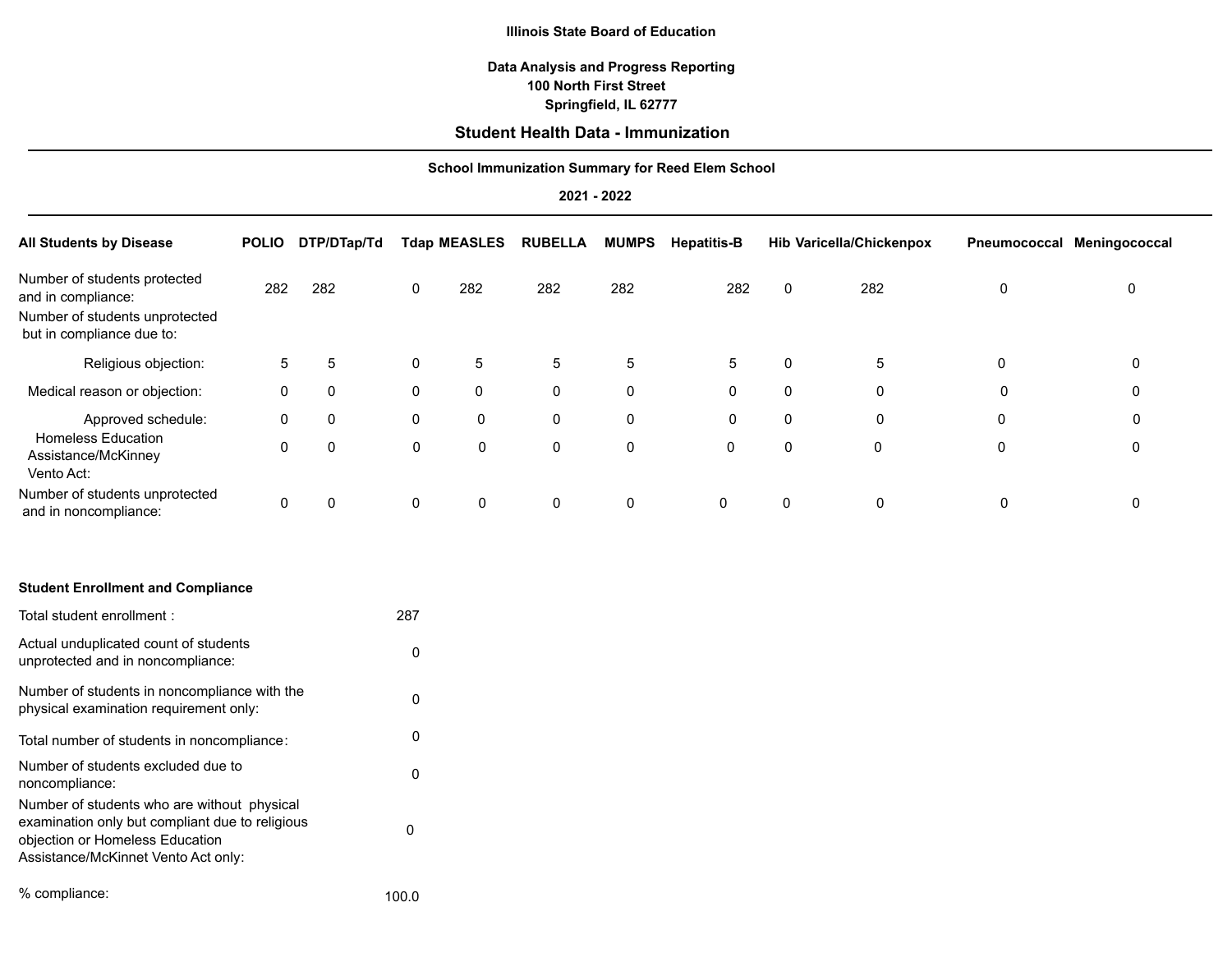**Illinois State Board of Education**

**Data Analysis and Progress Reporting**
**100 North First Street**
**Springfield, IL 62777**

## Student Health Data - Immunization

---

**School Immunization Summary for Reed Elem School**

**2021 - 2022**

---

| All Students by Disease | POLIO | DTP/DTap/Td | Tdap | MEASLES | RUBELLA | MUMPS | Hepatitis-B | Hib | Varicella/Chickenpox | Pneumococcal | Meningococcal |
|---|---|---|---|---|---|---|---|---|---|---|---|
| Number of students protected and in compliance: | 282 | 282 | 0 | 282 | 282 | 282 | 282 | 0 | 282 | 0 | 0 |
| Number of students unprotected but in compliance due to: | | | | | | | | | | | |
| Religious objection: | 5 | 5 | 0 | 5 | 5 | 5 | 5 | 0 | 5 | 0 | 0 |
| Medical reason or objection: | 0 | 0 | 0 | 0 | 0 | 0 | 0 | 0 | 0 | 0 | 0 |
| Approved schedule: | 0 | 0 | 0 | 0 | 0 | 0 | 0 | 0 | 0 | 0 | 0 |
| Homeless Education Assistance/McKinney Vento Act: | 0 | 0 | 0 | 0 | 0 | 0 | 0 | 0 | 0 | 0 | 0 |
| Number of students unprotected and in noncompliance: | 0 | 0 | 0 | 0 | 0 | 0 | 0 | 0 | 0 | 0 | 0 |

**Student Enrollment and Compliance**

| | |
|---|---|
| Total student enrollment : | 287 |
| Actual unduplicated count of students unprotected and in noncompliance: | 0 |
| Number of students in noncompliance with the physical examination requirement only: | 0 |
| Total number of students in noncompliance: | 0 |
| Number of students excluded due to noncompliance: | 0 |
| Number of students who are without physical examination only but compliant due to religious objection or Homeless Education Assistance/McKinnet Vento Act only: | 0 |
| % compliance: | 100.0 |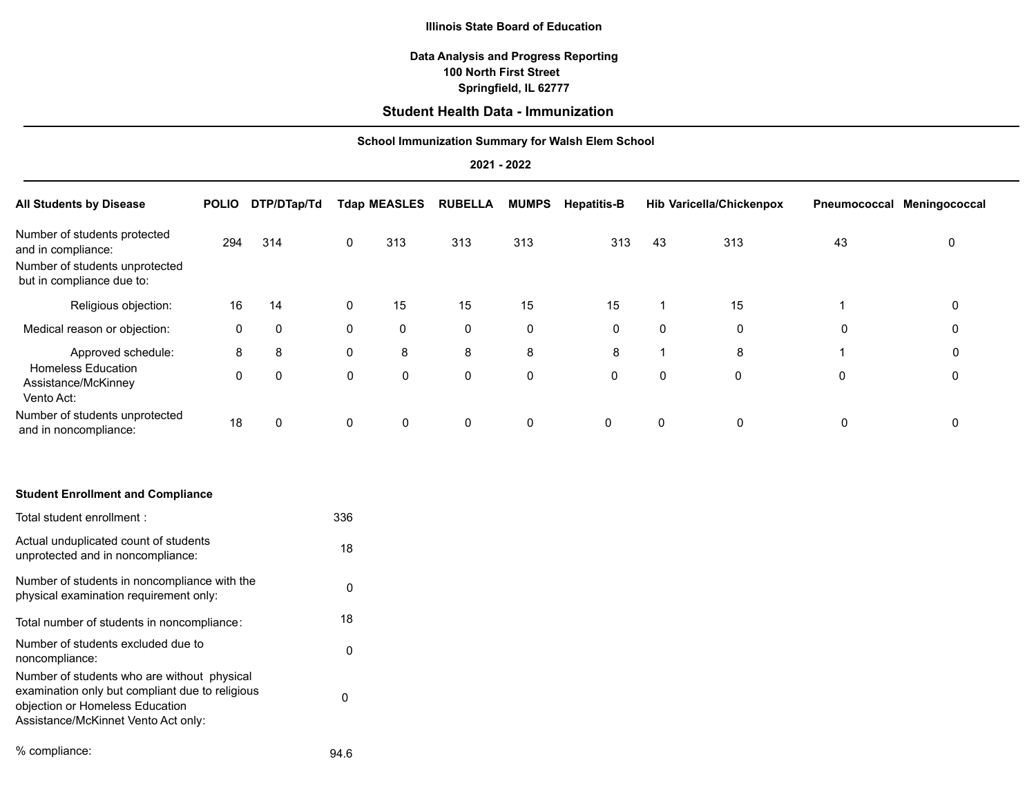Illinois State Board of Education

Data Analysis and Progress Reporting
100 North First Street
Springfield, IL 62777

## Student Health Data - Immunization

### School Immunization Summary for Walsh Elem School

**2021 - 2022**

| All Students by Disease | POLIO | DTP/DTap/Td | Tdap | MEASLES | RUBELLA | MUMPS | Hepatitis-B | Hib | Varicella/Chickenpox | Pneumococcal | Meningococcal |
|---|---|---|---|---|---|---|---|---|---|---|---|
| Number of students protected and in compliance: | 294 | 314 | 0 | 313 | 313 | 313 | 313 | 43 | 313 | 43 | 0 |
| Number of students unprotected but in compliance due to: | | | | | | | | | | | |
| Religious objection: | 16 | 14 | 0 | 15 | 15 | 15 | 15 | 1 | 15 | 1 | 0 |
| Medical reason or objection: | 0 | 0 | 0 | 0 | 0 | 0 | 0 | 0 | 0 | 0 | 0 |
| Approved schedule: | 8 | 8 | 0 | 8 | 8 | 8 | 8 | 1 | 8 | 1 | 0 |
| Homeless Education Assistance/McKinney Vento Act: | 0 | 0 | 0 | 0 | 0 | 0 | 0 | 0 | 0 | 0 | 0 |
| Number of students unprotected and in noncompliance: | 18 | 0 | 0 | 0 | 0 | 0 | 0 | 0 | 0 | 0 | 0 |

**Student Enrollment and Compliance**

| | |
|---|---|
| Total student enrollment : | 336 |
| Actual unduplicated count of students unprotected and in noncompliance: | 18 |
| Number of students in noncompliance with the physical examination requirement only: | 0 |
| Total number of students in noncompliance: | 18 |
| Number of students excluded due to noncompliance: | 0 |
| Number of students who are without physical examination only but compliant due to religious objection or Homeless Education Assistance/McKinnet Vento Act only: | 0 |
| % compliance: | 94.6 |